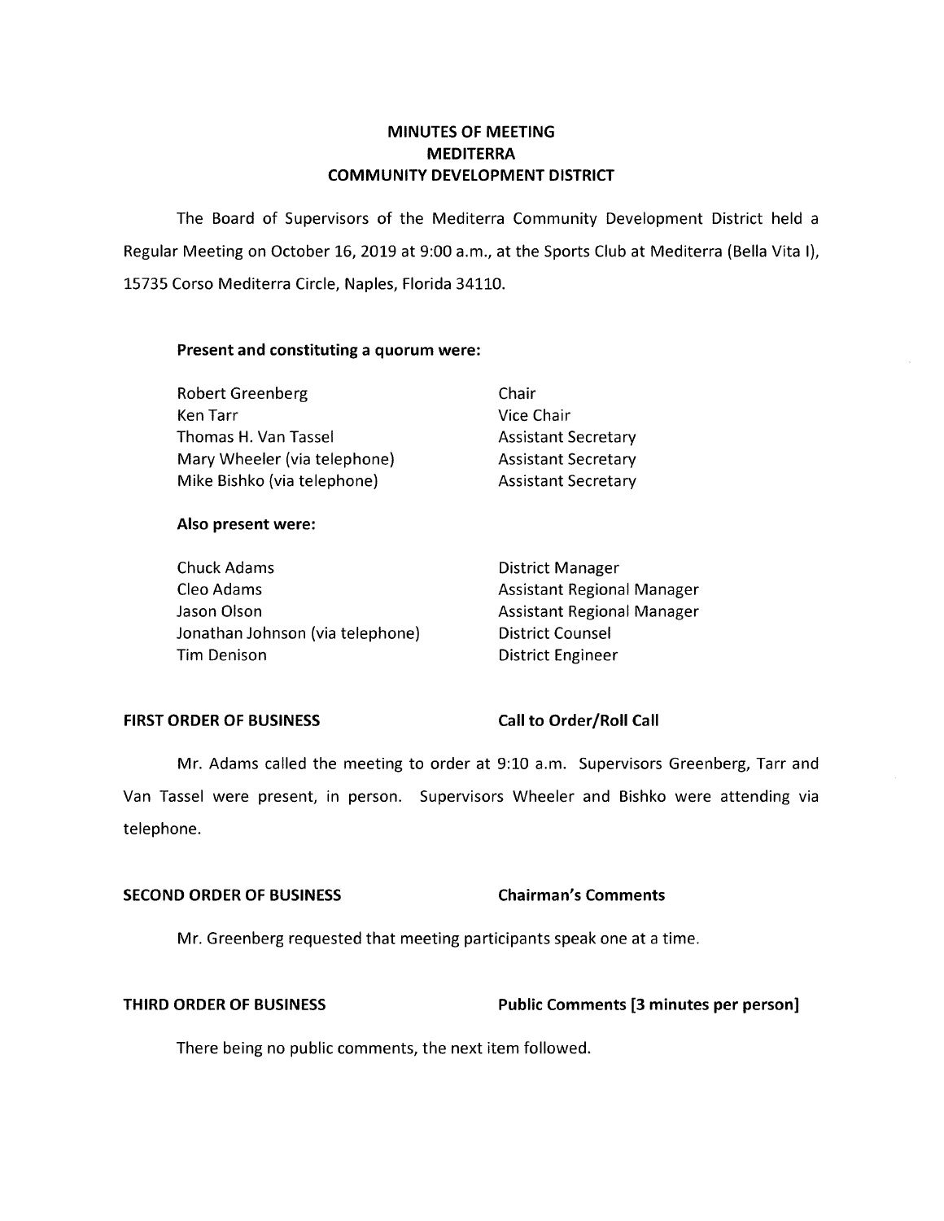# MINUTES OF MEETING
# MEDITERRA
# COMMUNITY DEVELOPMENT DISTRICT

The Board of Supervisors of the Mediterra Community Development District held a Regular Meeting on October 16, 2019 at 9:00 a.m., at the Sports Club at Mediterra (Bella Vita I), 15735 Corso Mediterra Circle, Naples, Florida 34110.

**Present and constituting a quorum were:**

| | |
|---|---|
| Robert Greenberg | Chair |
| Ken Tarr | Vice Chair |
| Thomas H. Van Tassel | Assistant Secretary |
| Mary Wheeler (via telephone) | Assistant Secretary |
| Mike Bishko (via telephone) | Assistant Secretary |

**Also present were:**

| | |
|---|---|
| Chuck Adams | District Manager |
| Cleo Adams | Assistant Regional Manager |
| Jason Olson | Assistant Regional Manager |
| Jonathan Johnson (via telephone) | District Counsel |
| Tim Denison | District Engineer |

**FIRST ORDER OF BUSINESS** **Call to Order/Roll Call**

Mr. Adams called the meeting to order at 9:10 a.m. Supervisors Greenberg, Tarr and Van Tassel were present, in person. Supervisors Wheeler and Bishko were attending via telephone.

**SECOND ORDER OF BUSINESS** **Chairman's Comments**

Mr. Greenberg requested that meeting participants speak one at a time.

**THIRD ORDER OF BUSINESS** **Public Comments [3 minutes per person]**

There being no public comments, the next item followed.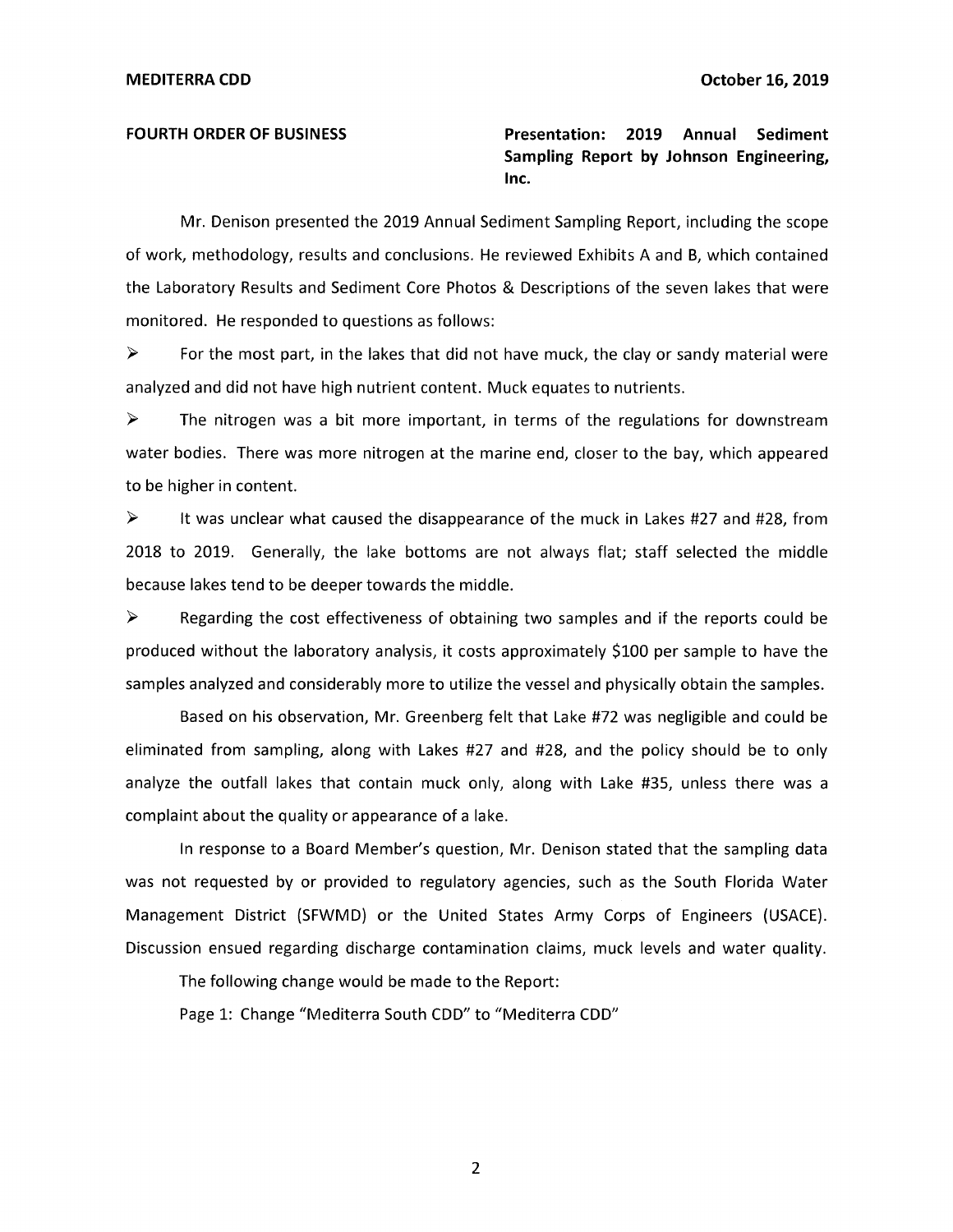**FOURTH ORDER OF BUSINESS** **Presentation: 2019 Annual Sediment Sampling Report by Johnson Engineering, Inc.**

Mr. Denison presented the 2019 Annual Sediment Sampling Report, including the scope of work, methodology, results and conclusions. He reviewed Exhibits A and B, which contained the Laboratory Results and Sediment Core Photos & Descriptions of the seven lakes that were monitored. He responded to questions as follows:

- For the most part, in the lakes that did not have muck, the clay or sandy material were analyzed and did not have high nutrient content. Muck equates to nutrients.
- The nitrogen was a bit more important, in terms of the regulations for downstream water bodies. There was more nitrogen at the marine end, closer to the bay, which appeared to be higher in content.
- It was unclear what caused the disappearance of the muck in Lakes #27 and #28, from 2018 to 2019. Generally, the lake bottoms are not always flat; staff selected the middle because lakes tend to be deeper towards the middle.
- Regarding the cost effectiveness of obtaining two samples and if the reports could be produced without the laboratory analysis, it costs approximately $100 per sample to have the samples analyzed and considerably more to utilize the vessel and physically obtain the samples.

Based on his observation, Mr. Greenberg felt that Lake #72 was negligible and could be eliminated from sampling, along with Lakes #27 and #28, and the policy should be to only analyze the outfall lakes that contain muck only, along with Lake #35, unless there was a complaint about the quality or appearance of a lake.

In response to a Board Member's question, Mr. Denison stated that the sampling data was not requested by or provided to regulatory agencies, such as the South Florida Water Management District (SFWMD) or the United States Army Corps of Engineers (USACE). Discussion ensued regarding discharge contamination claims, muck levels and water quality.

The following change would be made to the Report:

Page 1: Change "Mediterra South CDD" to "Mediterra CDD"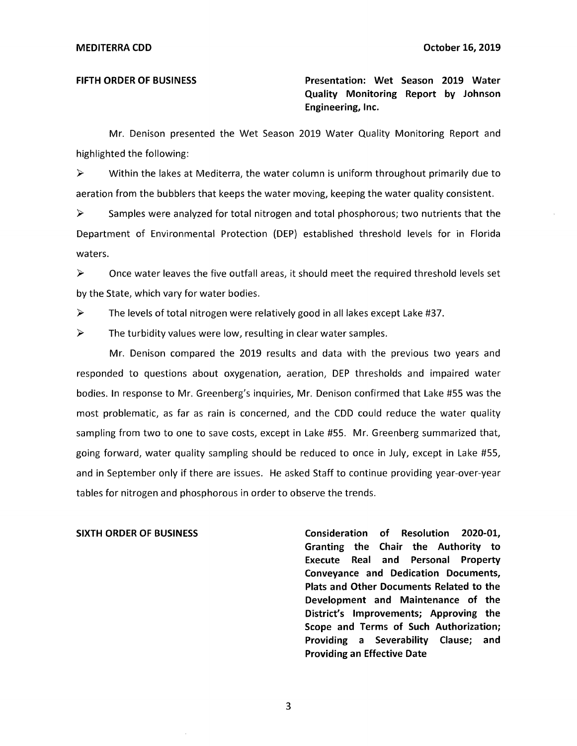**FIFTH ORDER OF BUSINESS** — **Presentation: Wet Season 2019 Water Quality Monitoring Report by Johnson Engineering, Inc.**

Mr. Denison presented the Wet Season 2019 Water Quality Monitoring Report and highlighted the following:

- Within the lakes at Mediterra, the water column is uniform throughout primarily due to aeration from the bubblers that keeps the water moving, keeping the water quality consistent.
- Samples were analyzed for total nitrogen and total phosphorous; two nutrients that the Department of Environmental Protection (DEP) established threshold levels for in Florida waters.
- Once water leaves the five outfall areas, it should meet the required threshold levels set by the State, which vary for water bodies.
- The levels of total nitrogen were relatively good in all lakes except Lake #37.
- The turbidity values were low, resulting in clear water samples.

Mr. Denison compared the 2019 results and data with the previous two years and responded to questions about oxygenation, aeration, DEP thresholds and impaired water bodies. In response to Mr. Greenberg's inquiries, Mr. Denison confirmed that Lake #55 was the most problematic, as far as rain is concerned, and the CDD could reduce the water quality sampling from two to one to save costs, except in Lake #55. Mr. Greenberg summarized that, going forward, water quality sampling should be reduced to once in July, except in Lake #55, and in September only if there are issues. He asked Staff to continue providing year-over-year tables for nitrogen and phosphorous in order to observe the trends.

**SIXTH ORDER OF BUSINESS** — **Consideration of Resolution 2020-01, Granting the Chair the Authority to Execute Real and Personal Property Conveyance and Dedication Documents, Plats and Other Documents Related to the Development and Maintenance of the District's Improvements; Approving the Scope and Terms of Such Authorization; Providing a Severability Clause; and Providing an Effective Date**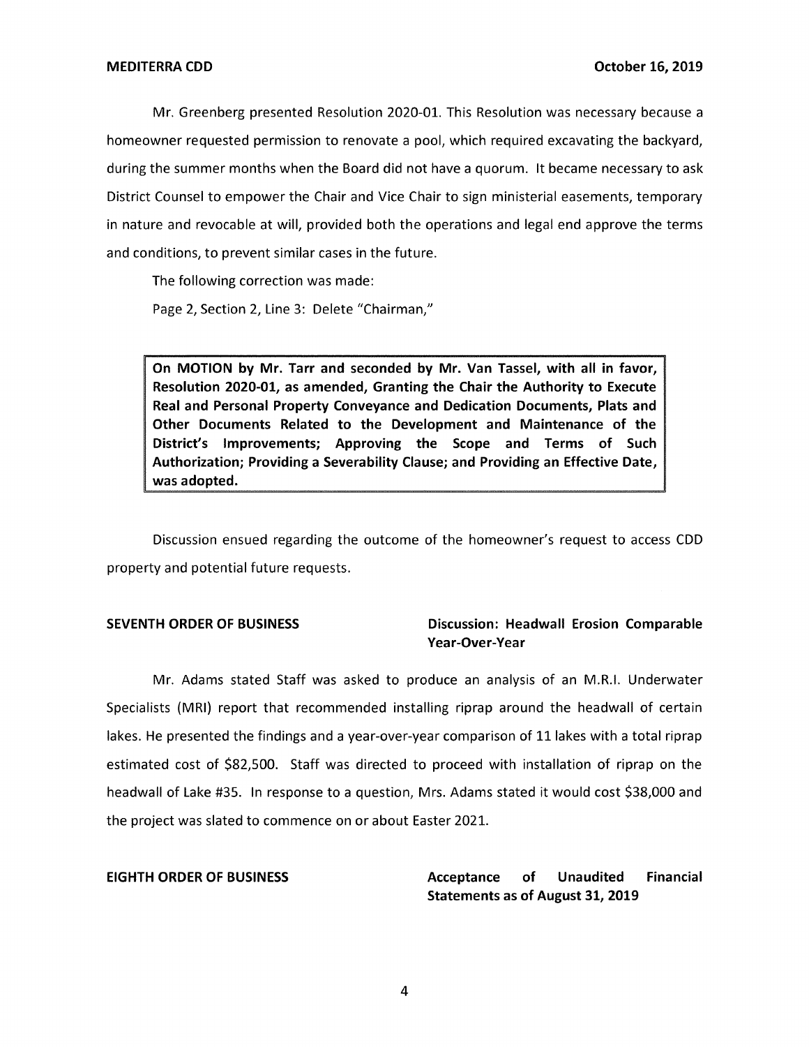Mr. Greenberg presented Resolution 2020-01. This Resolution was necessary because a homeowner requested permission to renovate a pool, which required excavating the backyard, during the summer months when the Board did not have a quorum. It became necessary to ask District Counsel to empower the Chair and Vice Chair to sign ministerial easements, temporary in nature and revocable at will, provided both the operations and legal end approve the terms and conditions, to prevent similar cases in the future.

The following correction was made:

Page 2, Section 2, Line 3: Delete "Chairman,"

> **On MOTION by Mr. Tarr and seconded by Mr. Van Tassel, with all in favor, Resolution 2020-01, as amended, Granting the Chair the Authority to Execute Real and Personal Property Conveyance and Dedication Documents, Plats and Other Documents Related to the Development and Maintenance of the District's Improvements; Approving the Scope and Terms of Such Authorization; Providing a Severability Clause; and Providing an Effective Date, was adopted.**

Discussion ensued regarding the outcome of the homeowner's request to access CDD property and potential future requests.

**SEVENTH ORDER OF BUSINESS** — **Discussion: Headwall Erosion Comparable Year-Over-Year**

Mr. Adams stated Staff was asked to produce an analysis of an M.R.I. Underwater Specialists (MRI) report that recommended installing riprap around the headwall of certain lakes. He presented the findings and a year-over-year comparison of 11 lakes with a total riprap estimated cost of $82,500. Staff was directed to proceed with installation of riprap on the headwall of Lake #35. In response to a question, Mrs. Adams stated it would cost $38,000 and the project was slated to commence on or about Easter 2021.

**EIGHTH ORDER OF BUSINESS** — **Acceptance of Unaudited Financial Statements as of August 31, 2019**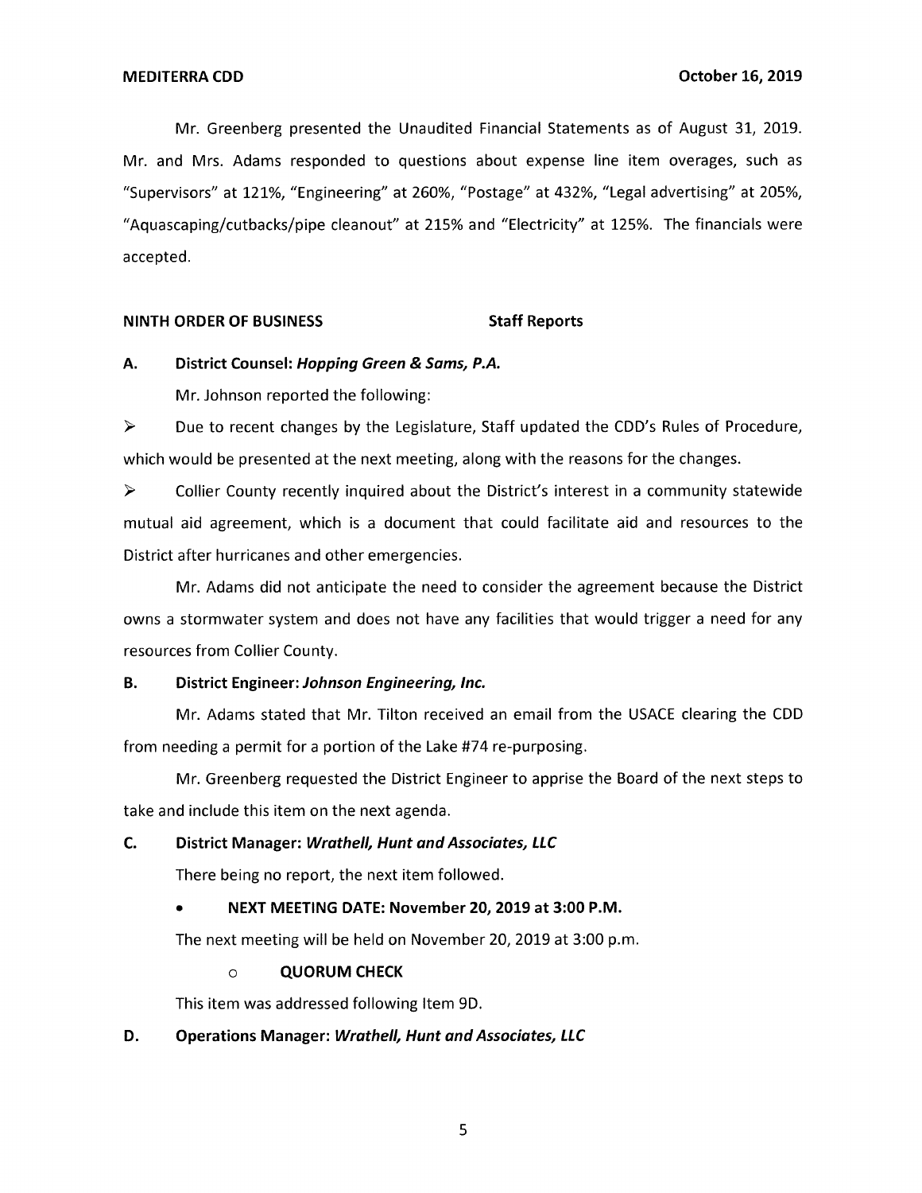Mr. Greenberg presented the Unaudited Financial Statements as of August 31, 2019. Mr. and Mrs. Adams responded to questions about expense line item overages, such as "Supervisors" at 121%, "Engineering" at 260%, "Postage" at 432%, "Legal advertising" at 205%, "Aquascaping/cutbacks/pipe cleanout" at 215% and "Electricity" at 125%. The financials were accepted.

## NINTH ORDER OF BUSINESS — Staff Reports

**A. District Counsel: *Hopping Green & Sams, P.A.***

Mr. Johnson reported the following:

- Due to recent changes by the Legislature, Staff updated the CDD's Rules of Procedure, which would be presented at the next meeting, along with the reasons for the changes.
- Collier County recently inquired about the District's interest in a community statewide mutual aid agreement, which is a document that could facilitate aid and resources to the District after hurricanes and other emergencies.

Mr. Adams did not anticipate the need to consider the agreement because the District owns a stormwater system and does not have any facilities that would trigger a need for any resources from Collier County.

**B. District Engineer: *Johnson Engineering, Inc.***

Mr. Adams stated that Mr. Tilton received an email from the USACE clearing the CDD from needing a permit for a portion of the Lake #74 re-purposing.

Mr. Greenberg requested the District Engineer to apprise the Board of the next steps to take and include this item on the next agenda.

**C. District Manager: *Wrathell, Hunt and Associates, LLC***

There being no report, the next item followed.

- **NEXT MEETING DATE: November 20, 2019 at 3:00 P.M.**

The next meeting will be held on November 20, 2019 at 3:00 p.m.

  - **QUORUM CHECK**

This item was addressed following Item 9D.

**D. Operations Manager: *Wrathell, Hunt and Associates, LLC***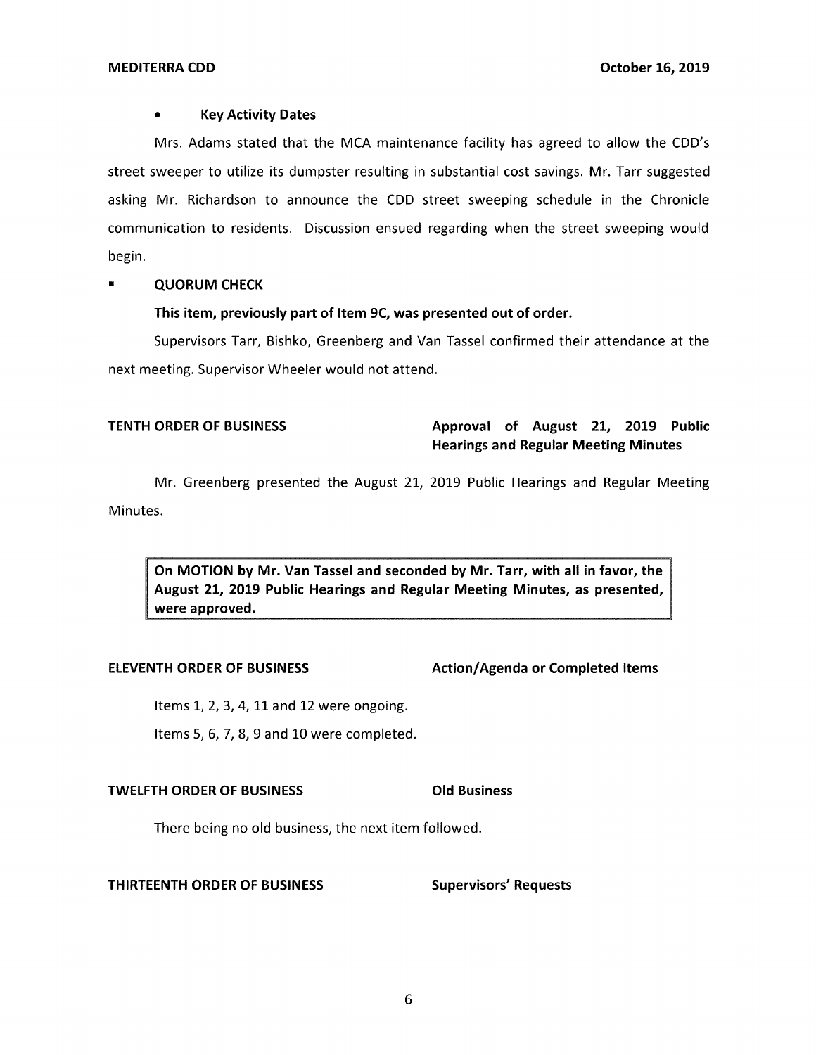- **Key Activity Dates**

Mrs. Adams stated that the MCA maintenance facility has agreed to allow the CDD's street sweeper to utilize its dumpster resulting in substantial cost savings. Mr. Tarr suggested asking Mr. Richardson to announce the CDD street sweeping schedule in the Chronicle communication to residents. Discussion ensued regarding when the street sweeping would begin.

- **QUORUM CHECK**

**This item, previously part of Item 9C, was presented out of order.**

Supervisors Tarr, Bishko, Greenberg and Van Tassel confirmed their attendance at the next meeting. Supervisor Wheeler would not attend.

**TENTH ORDER OF BUSINESS** — **Approval of August 21, 2019 Public Hearings and Regular Meeting Minutes**

Mr. Greenberg presented the August 21, 2019 Public Hearings and Regular Meeting Minutes.

> **On MOTION by Mr. Van Tassel and seconded by Mr. Tarr, with all in favor, the August 21, 2019 Public Hearings and Regular Meeting Minutes, as presented, were approved.**

**ELEVENTH ORDER OF BUSINESS** — **Action/Agenda or Completed Items**

Items 1, 2, 3, 4, 11 and 12 were ongoing.

Items 5, 6, 7, 8, 9 and 10 were completed.

**TWELFTH ORDER OF BUSINESS** — **Old Business**

There being no old business, the next item followed.

**THIRTEENTH ORDER OF BUSINESS** — **Supervisors' Requests**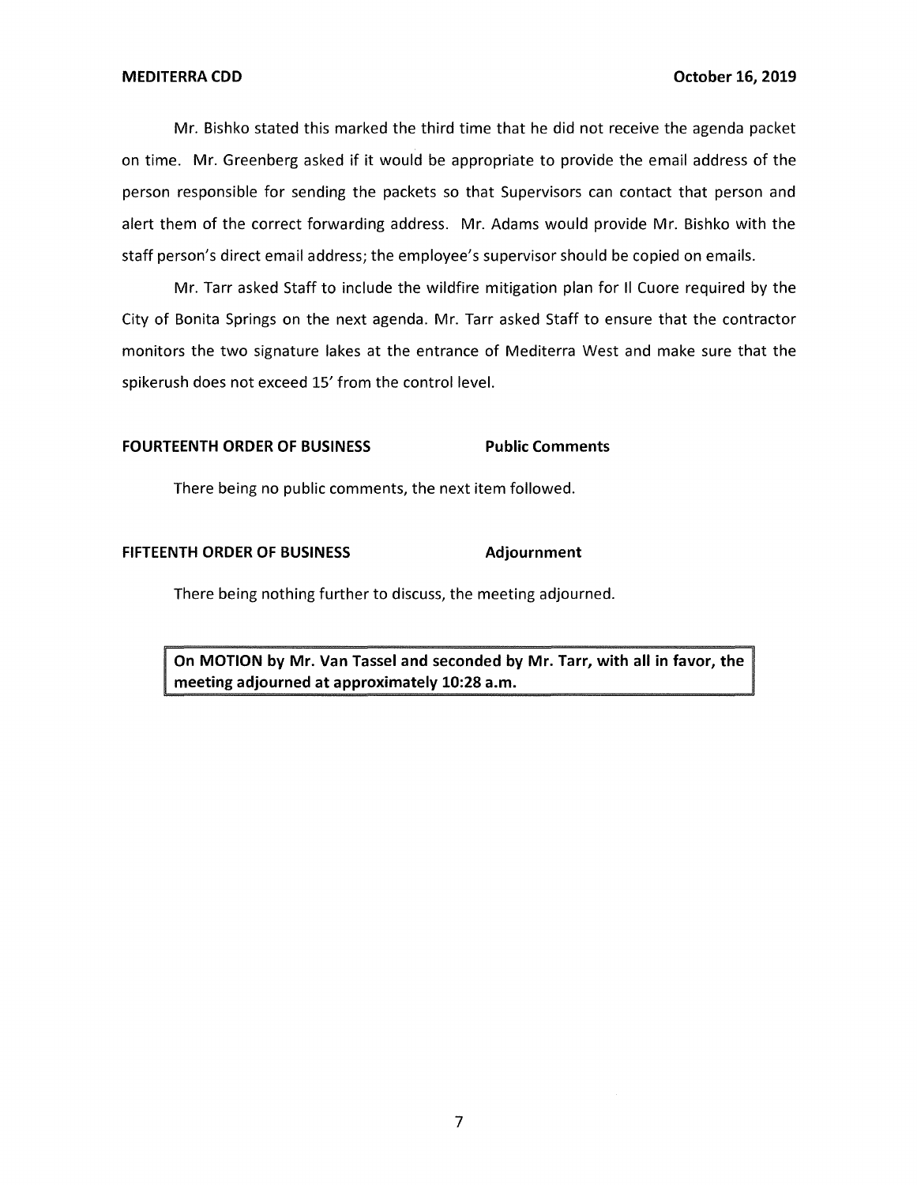Mr. Bishko stated this marked the third time that he did not receive the agenda packet on time. Mr. Greenberg asked if it would be appropriate to provide the email address of the person responsible for sending the packets so that Supervisors can contact that person and alert them of the correct forwarding address. Mr. Adams would provide Mr. Bishko with the staff person's direct email address; the employee's supervisor should be copied on emails.

Mr. Tarr asked Staff to include the wildfire mitigation plan for Il Cuore required by the City of Bonita Springs on the next agenda. Mr. Tarr asked Staff to ensure that the contractor monitors the two signature lakes at the entrance of Mediterra West and make sure that the spikerush does not exceed 15' from the control level.

**FOURTEENTH ORDER OF BUSINESS** **Public Comments**

There being no public comments, the next item followed.

**FIFTEENTH ORDER OF BUSINESS** **Adjournment**

There being nothing further to discuss, the meeting adjourned.

**On MOTION by Mr. Van Tassel and seconded by Mr. Tarr, with all in favor, the meeting adjourned at approximately 10:28 a.m.**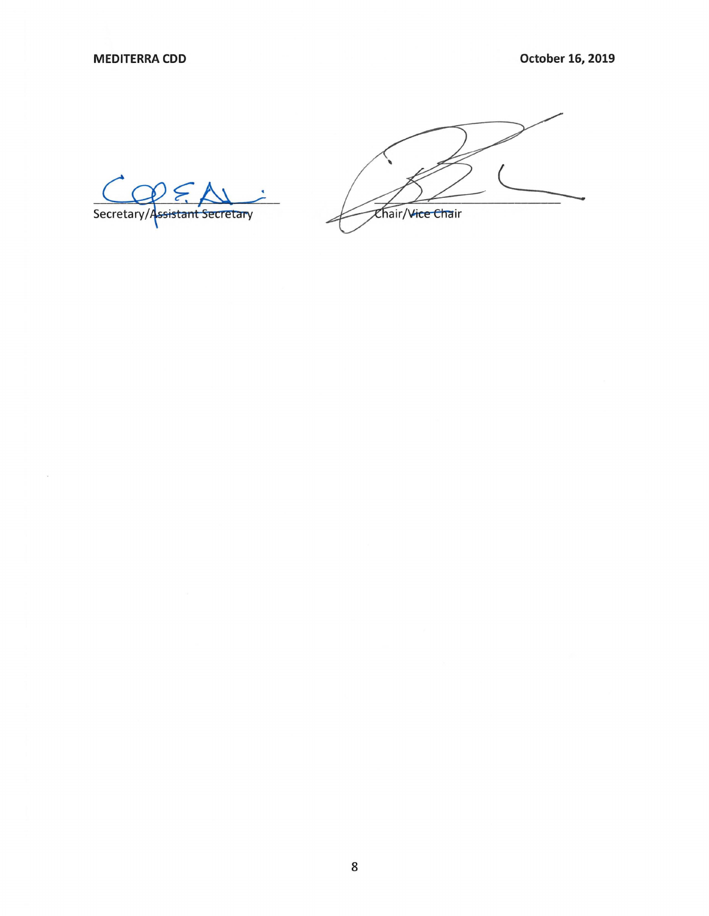Secretary/~~Assistant Secretary~~

Chair/~~Vice Chair~~